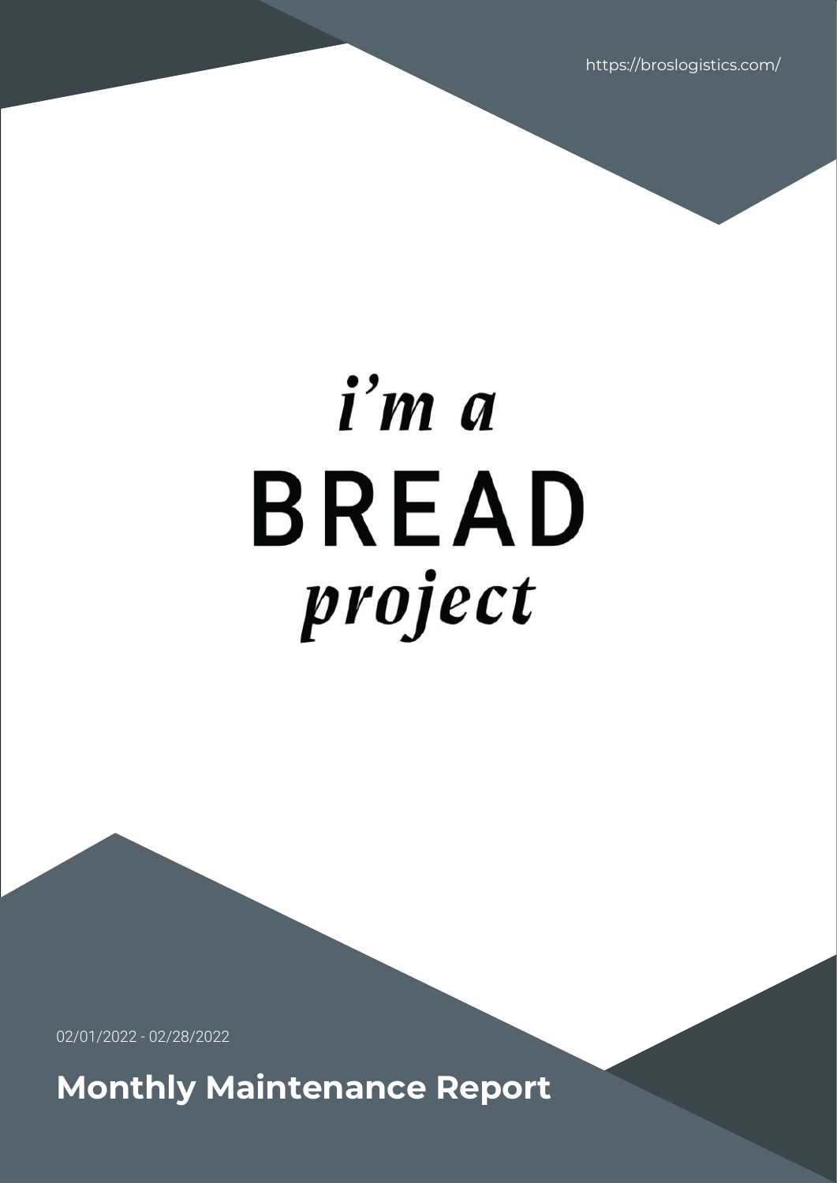https://broslogistics.com/

i'm a
BREAD
project

02/01/2022 - 02/28/2022

# Monthly Maintenance Report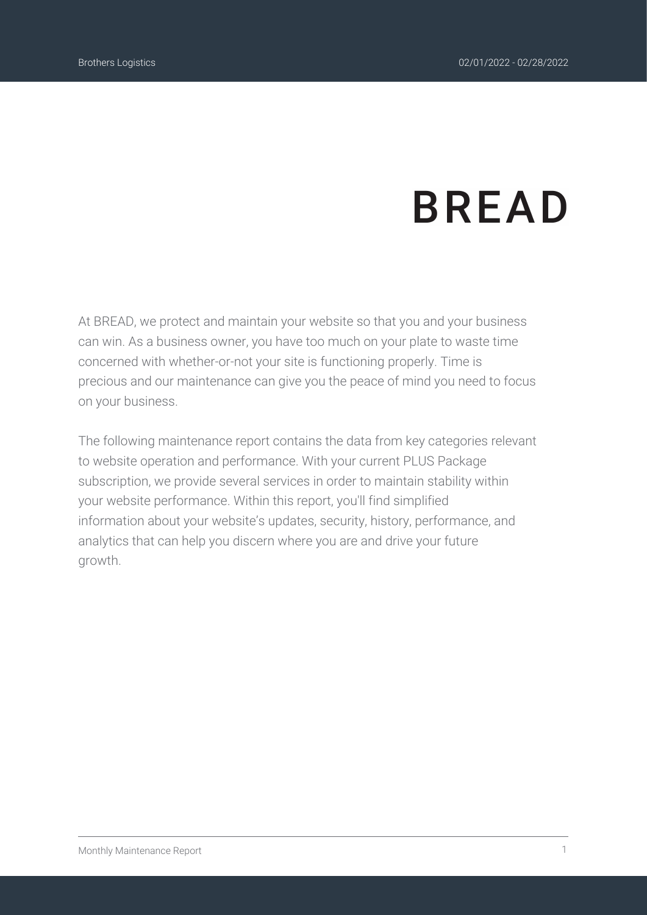# BREAD

At BREAD, we protect and maintain your website so that you and your business can win. As a business owner, you have too much on your plate to waste time concerned with whether-or-not your site is functioning properly. Time is precious and our maintenance can give you the peace of mind you need to focus on your business.

The following maintenance report contains the data from key categories relevant to website operation and performance. With your current PLUS Package subscription, we provide several services in order to maintain stability within your website performance. Within this report, you'll find simplified information about your website's updates, security, history, performance, and analytics that can help you discern where you are and drive your future growth.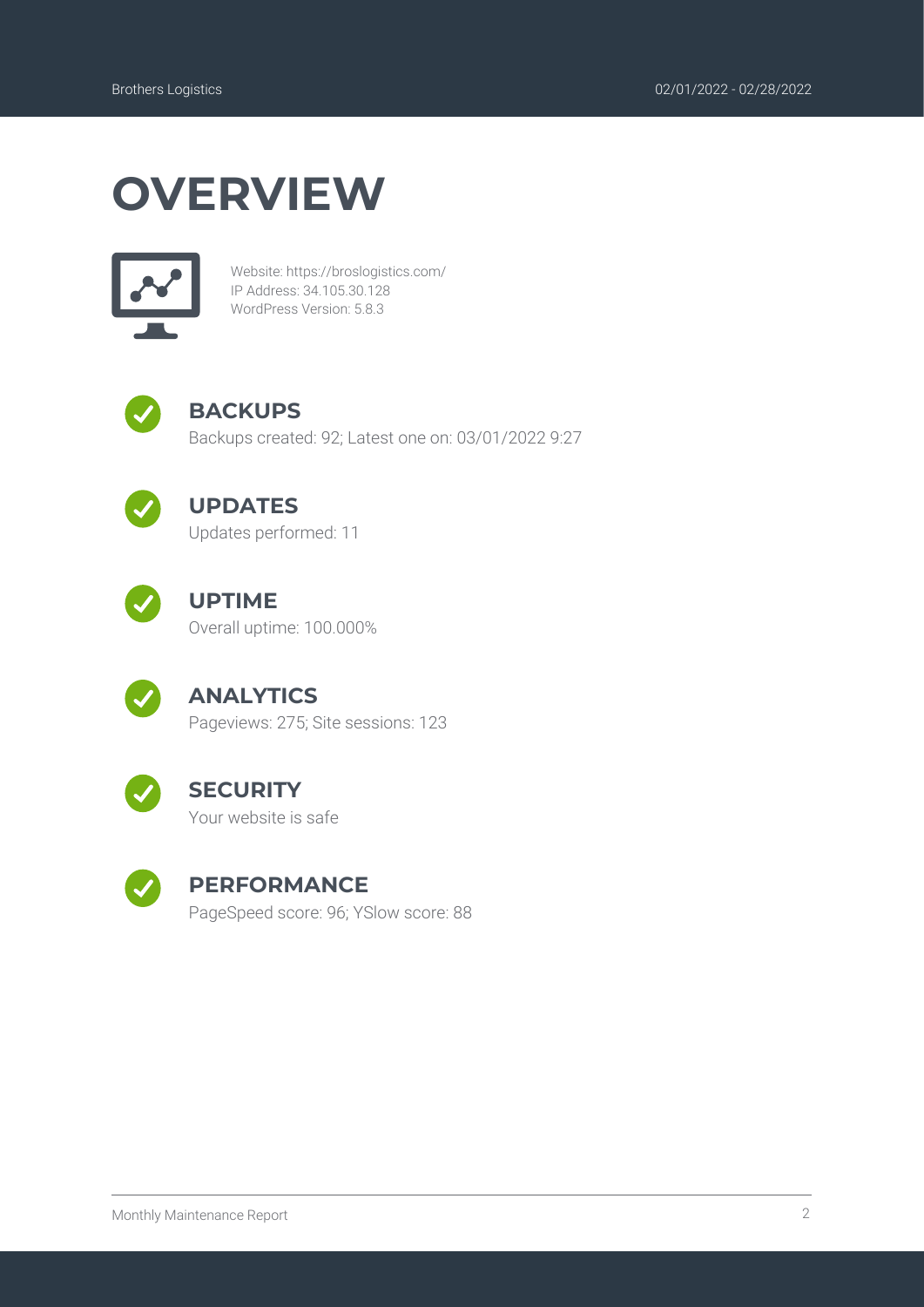# OVERVIEW

Website: https://broslogistics.com/
IP Address: 34.105.30.128
WordPress Version: 5.8.3

## BACKUPS

Backups created: 92; Latest one on: 03/01/2022 9:27

## UPDATES

Updates performed: 11

## UPTIME

Overall uptime: 100.000%

## ANALYTICS

Pageviews: 275; Site sessions: 123

## SECURITY

Your website is safe

## PERFORMANCE

PageSpeed score: 96; YSlow score: 88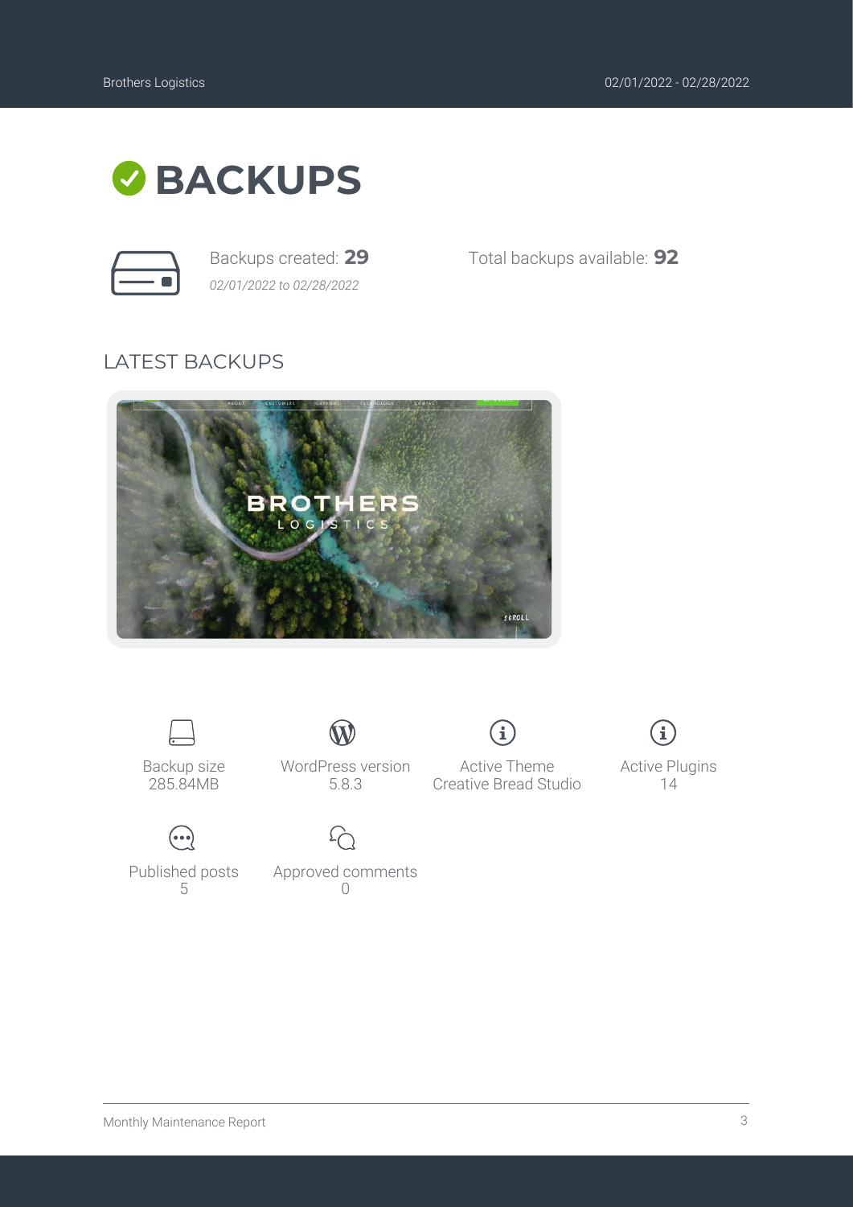# BACKUPS

Backups created: **29**
*02/01/2022 to 02/28/2022*

Total backups available: **92**

## LATEST BACKUPS

Backup size
285.84MB

WordPress version
5.8.3

Active Theme
Creative Bread Studio

Active Plugins
14

Published posts
5

Approved comments
0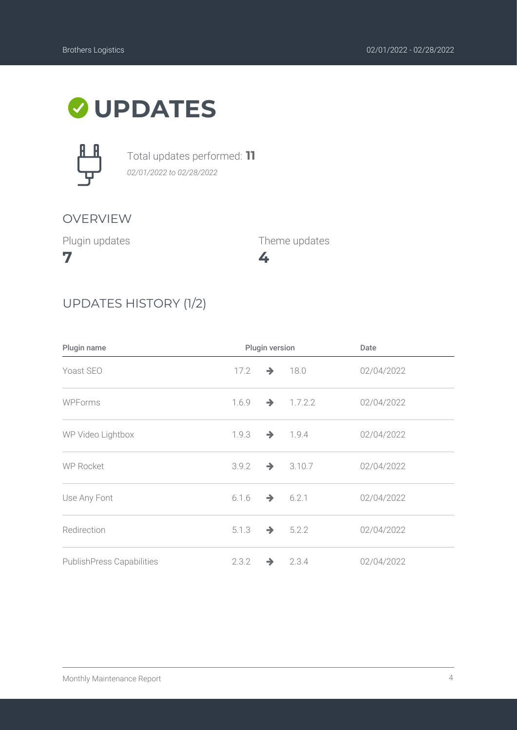# UPDATES

Total updates performed: **11**
*02/01/2022 to 02/28/2022*

## OVERVIEW

Plugin updates
**7**

Theme updates
**4**

## UPDATES HISTORY (1/2)

| Plugin name | Plugin version | Date |
|---|---|---|
| Yoast SEO | 17.2 → 18.0 | 02/04/2022 |
| WPForms | 1.6.9 → 1.7.2.2 | 02/04/2022 |
| WP Video Lightbox | 1.9.3 → 1.9.4 | 02/04/2022 |
| WP Rocket | 3.9.2 → 3.10.7 | 02/04/2022 |
| Use Any Font | 6.1.6 → 6.2.1 | 02/04/2022 |
| Redirection | 5.1.3 → 5.2.2 | 02/04/2022 |
| PublishPress Capabilities | 2.3.2 → 2.3.4 | 02/04/2022 |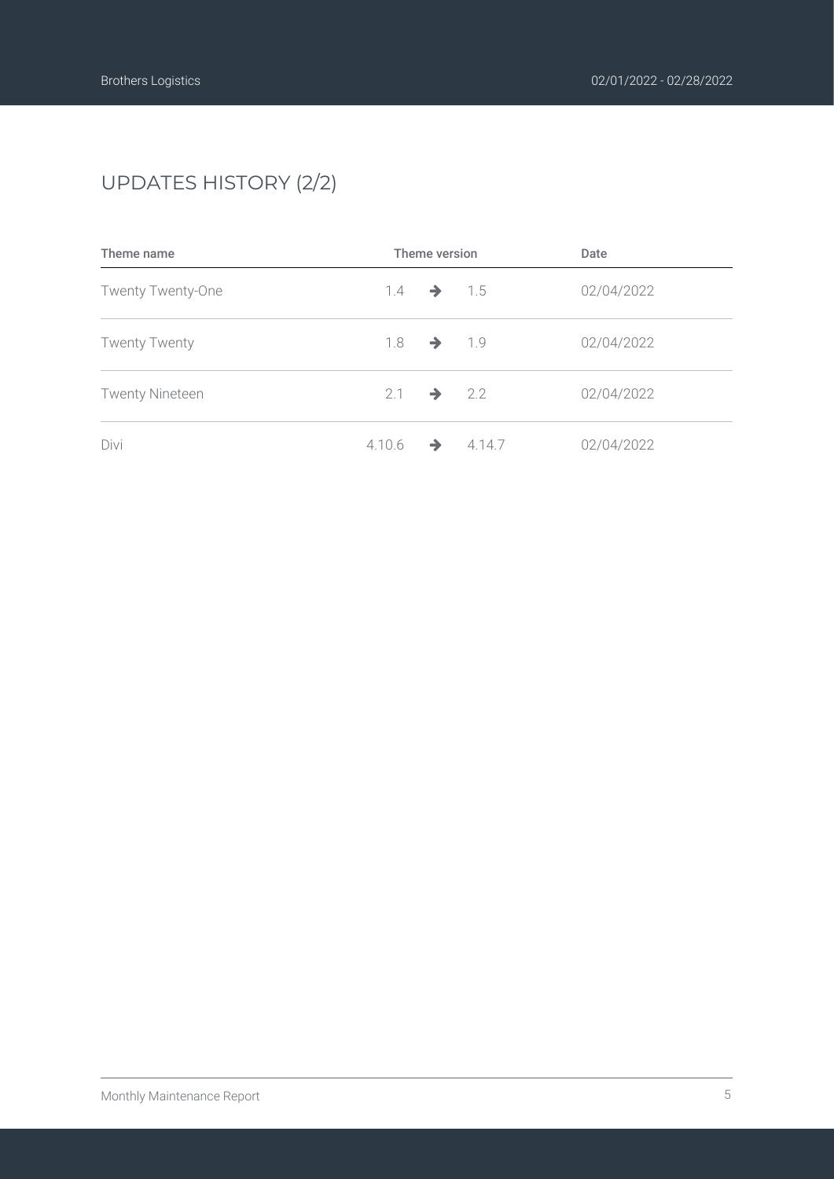## UPDATES HISTORY (2/2)

| Theme name | Theme version | Date |
|---|---|---|
| Twenty Twenty-One | 1.4 → 1.5 | 02/04/2022 |
| Twenty Twenty | 1.8 → 1.9 | 02/04/2022 |
| Twenty Nineteen | 2.1 → 2.2 | 02/04/2022 |
| Divi | 4.10.6 → 4.14.7 | 02/04/2022 |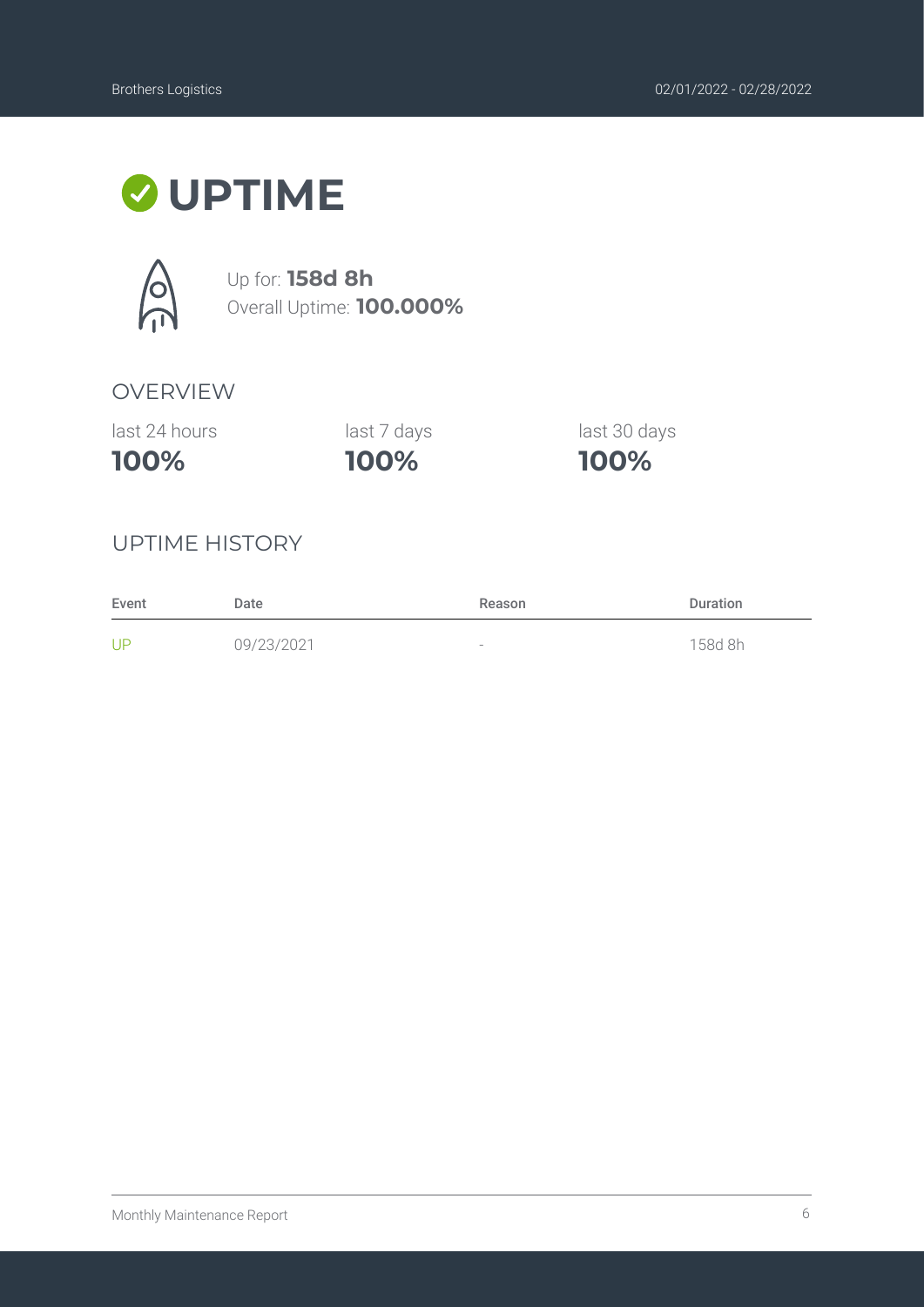# UPTIME

Up for: **158d 8h**
Overall Uptime: **100.000%**

## OVERVIEW

| last 24 hours | last 7 days | last 30 days |
| --- | --- | --- |
| **100%** | **100%** | **100%** |

## UPTIME HISTORY

| Event | Date | Reason | Duration |
| --- | --- | --- | --- |
| UP | 09/23/2021 | - | 158d 8h |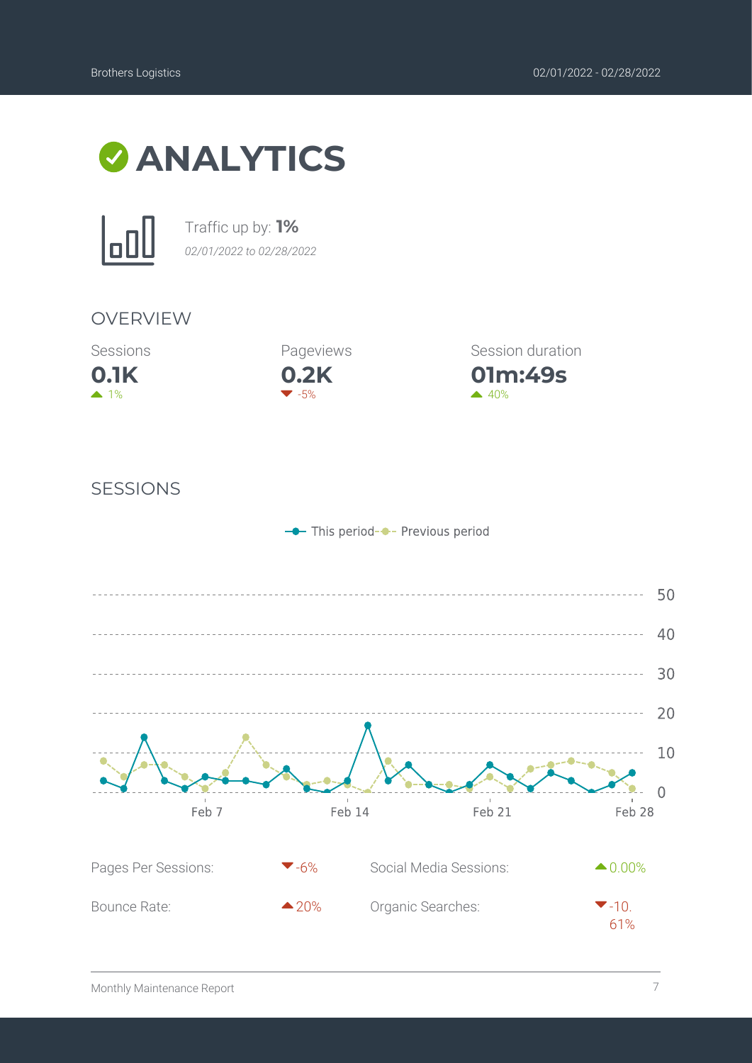# ANALYTICS

Traffic up by: **1%**

*02/01/2022 to 02/28/2022*

## OVERVIEW

| Sessions | Pageviews | Session duration |
|---|---|---|
| **0.1K** | **0.2K** | **01m:49s** |
| ▲ 1% | ▼ -5% | ▲ 40% |

## SESSIONS

This period / Previous period

| | | | |
|---|---|---|---|
| Pages Per Sessions: | ▼ -6% | Social Media Sessions: | ▲ 0.00% |
| Bounce Rate: | ▲ 20% | Organic Searches: | ▼ -10.61% |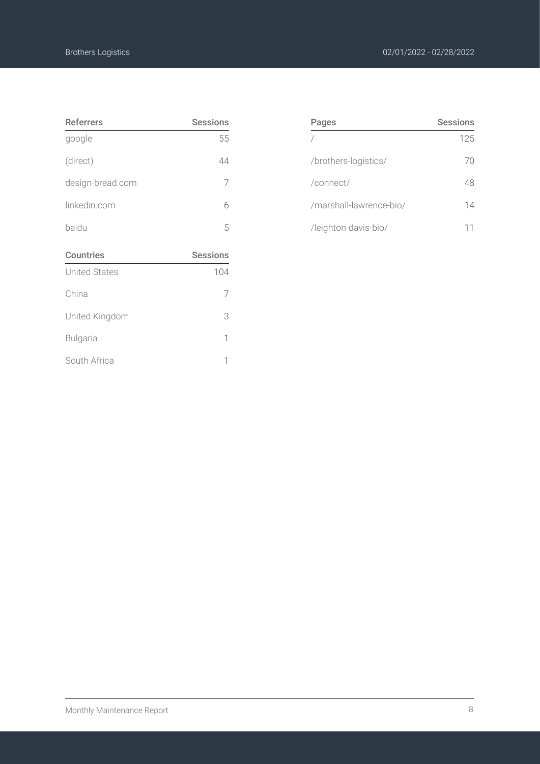| Referrers | Sessions |
|---|---|
| google | 55 |
| (direct) | 44 |
| design-bread.com | 7 |
| linkedin.com | 6 |
| baidu | 5 |

| Countries | Sessions |
|---|---|
| United States | 104 |
| China | 7 |
| United Kingdom | 3 |
| Bulgaria | 1 |
| South Africa | 1 |

| Pages | Sessions |
|---|---|
| / | 125 |
| /brothers-logistics/ | 70 |
| /connect/ | 48 |
| /marshall-lawrence-bio/ | 14 |
| /leighton-davis-bio/ | 11 |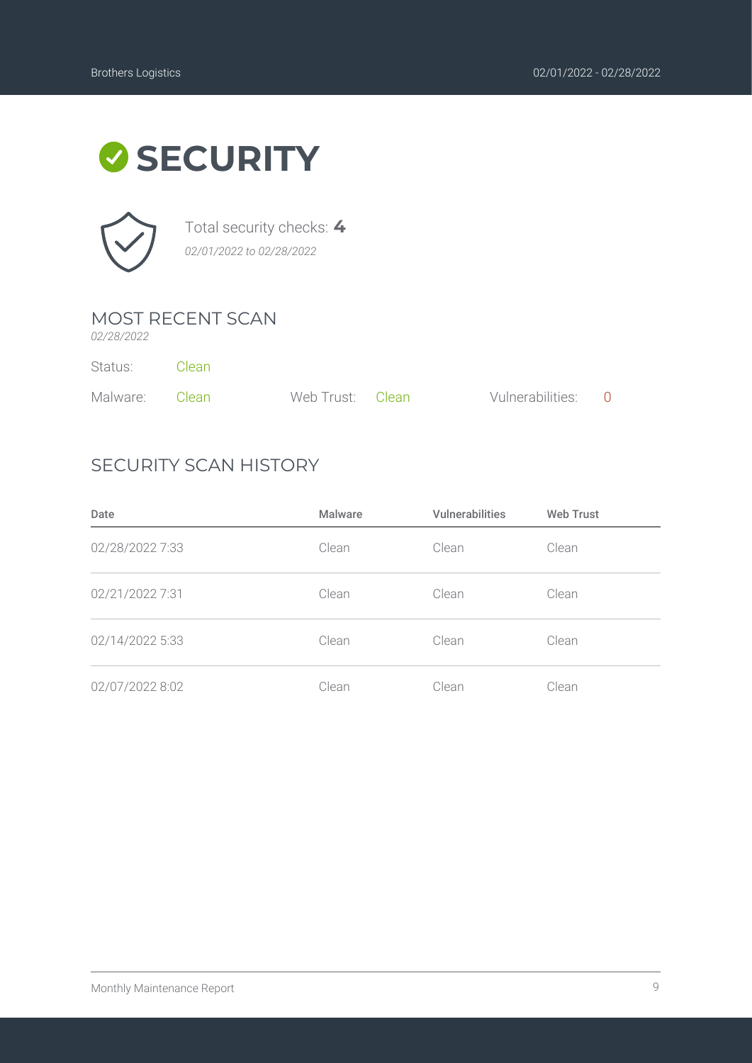# SECURITY

Total security checks: **4**

*02/01/2022 to 02/28/2022*

## MOST RECENT SCAN

*02/28/2022*

Status: Clean

Malware: Clean

Web Trust: Clean

Vulnerabilities: 0

## SECURITY SCAN HISTORY

| Date | Malware | Vulnerabilities | Web Trust |
| --- | --- | --- | --- |
| 02/28/2022 7:33 | Clean | Clean | Clean |
| 02/21/2022 7:31 | Clean | Clean | Clean |
| 02/14/2022 5:33 | Clean | Clean | Clean |
| 02/07/2022 8:02 | Clean | Clean | Clean |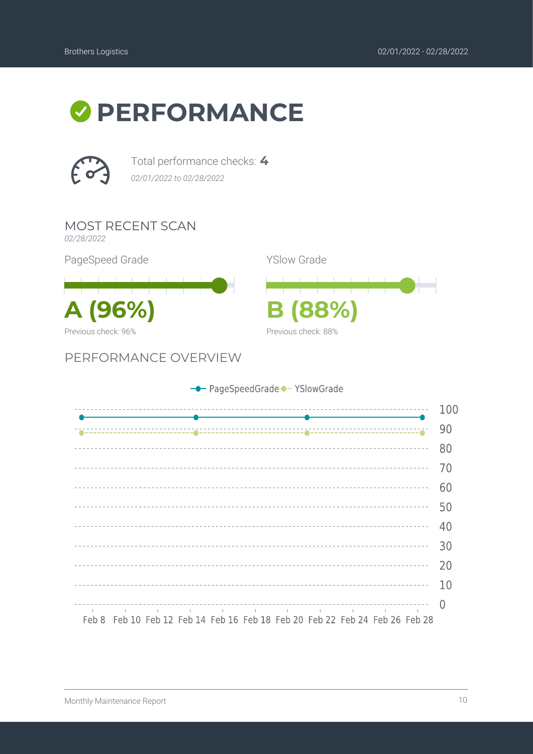# PERFORMANCE

Total performance checks: **4**

*02/01/2022 to 02/28/2022*

## MOST RECENT SCAN

*02/28/2022*

PageSpeed Grade

**A (96%)**

Previous check: 96%

YSlow Grade

**B (88%)**

Previous check: 88%

## PERFORMANCE OVERVIEW

PageSpeedGrade — YSlowGrade

100
90
80
70
60
50
40
30
20
10
0

Feb 8 Feb 10 Feb 12 Feb 14 Feb 16 Feb 18 Feb 20 Feb 22 Feb 24 Feb 26 Feb 28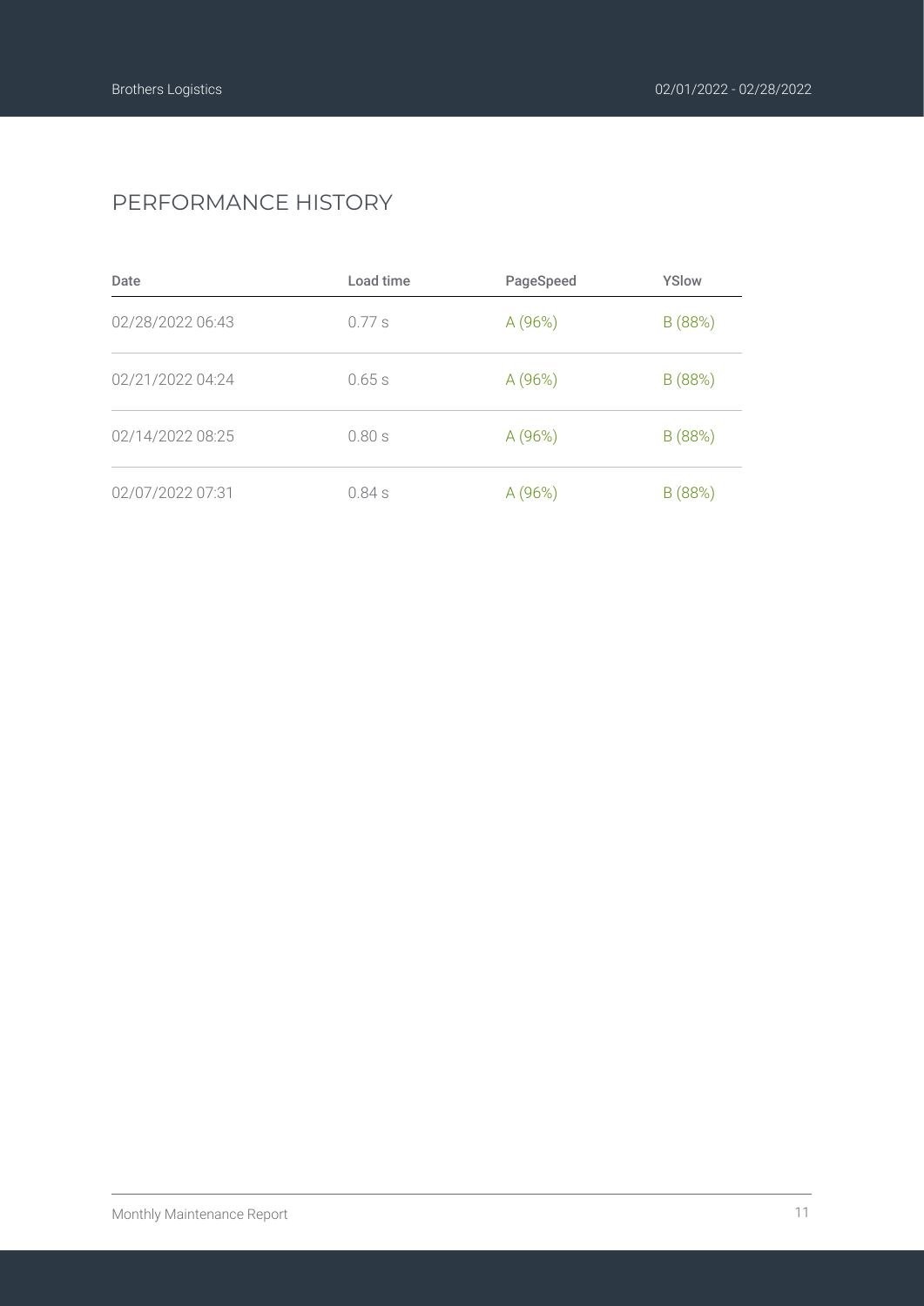## PERFORMANCE HISTORY

| Date | Load time | PageSpeed | YSlow |
|---|---|---|---|
| 02/28/2022 06:43 | 0.77 s | A (96%) | B (88%) |
| 02/21/2022 04:24 | 0.65 s | A (96%) | B (88%) |
| 02/14/2022 08:25 | 0.80 s | A (96%) | B (88%) |
| 02/07/2022 07:31 | 0.84 s | A (96%) | B (88%) |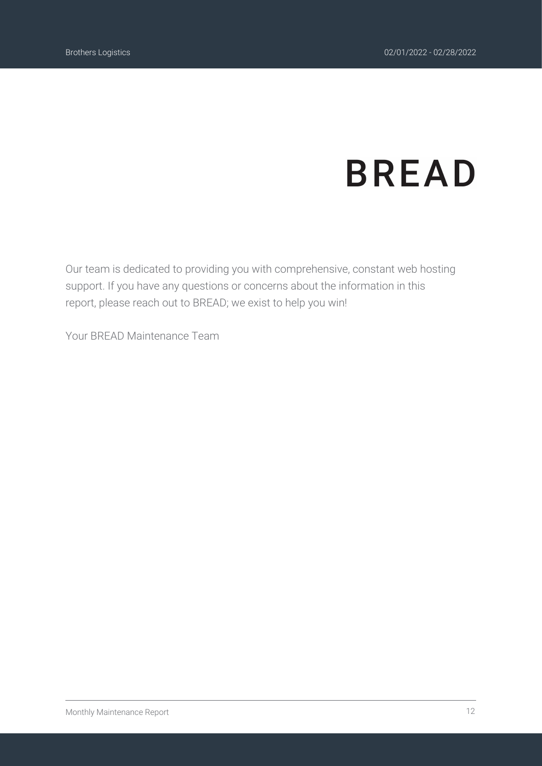# BREAD

Our team is dedicated to providing you with comprehensive, constant web hosting support. If you have any questions or concerns about the information in this report, please reach out to BREAD; we exist to help you win!

Your BREAD Maintenance Team